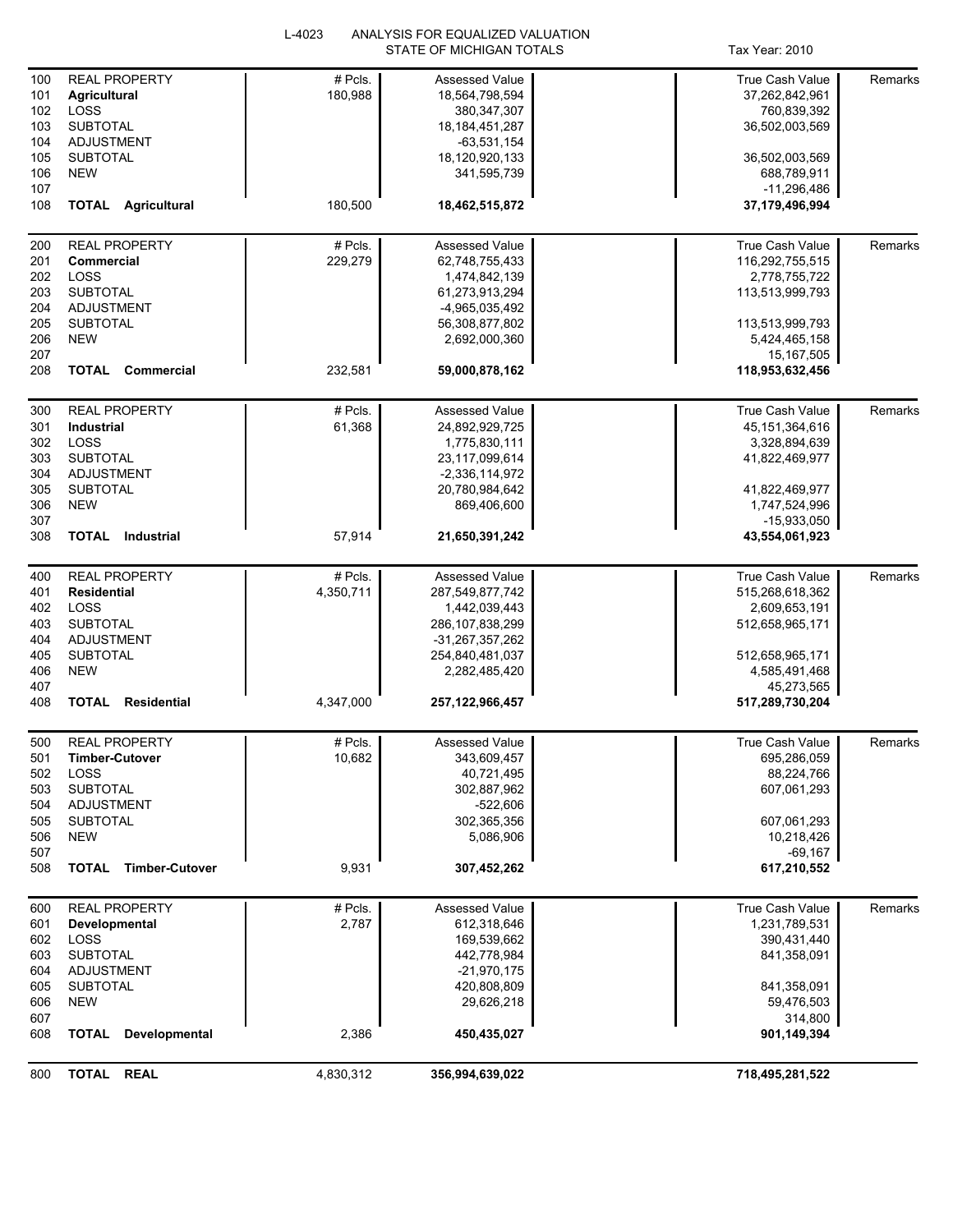L-4023 ANALYSIS FOR EQUALIZED VALUATION

STATE OF MICHIGAN TOTALS

Tax Year: 2010

| | | # Pcls. | Assessed Value | | True Cash Value | Remarks |
|---|---|---|---|---|---|---|
| 100 | REAL PROPERTY | # Pcls. | Assessed Value | | True Cash Value | Remarks |
| 101 | **Agricultural** | 180,988 | 18,564,798,594 | | 37,262,842,961 | |
| 102 | LOSS | | 380,347,307 | | 760,839,392 | |
| 103 | SUBTOTAL | | 18,184,451,287 | | 36,502,003,569 | |
| 104 | ADJUSTMENT | | -63,531,154 | | | |
| 105 | SUBTOTAL | | 18,120,920,133 | | 36,502,003,569 | |
| 106 | NEW | | 341,595,739 | | 688,789,911 | |
| 107 | | | | | -11,296,486 | |
| 108 | **TOTAL Agricultural** | 180,500 | **18,462,515,872** | | **37,179,496,994** | |
| 200 | REAL PROPERTY | # Pcls. | Assessed Value | | True Cash Value | Remarks |
| 201 | **Commercial** | 229,279 | 62,748,755,433 | | 116,292,755,515 | |
| 202 | LOSS | | 1,474,842,139 | | 2,778,755,722 | |
| 203 | SUBTOTAL | | 61,273,913,294 | | 113,513,999,793 | |
| 204 | ADJUSTMENT | | -4,965,035,492 | | | |
| 205 | SUBTOTAL | | 56,308,877,802 | | 113,513,999,793 | |
| 206 | NEW | | 2,692,000,360 | | 5,424,465,158 | |
| 207 | | | | | 15,167,505 | |
| 208 | **TOTAL Commercial** | 232,581 | **59,000,878,162** | | **118,953,632,456** | |
| 300 | REAL PROPERTY | # Pcls. | Assessed Value | | True Cash Value | Remarks |
| 301 | **Industrial** | 61,368 | 24,892,929,725 | | 45,151,364,616 | |
| 302 | LOSS | | 1,775,830,111 | | 3,328,894,639 | |
| 303 | SUBTOTAL | | 23,117,099,614 | | 41,822,469,977 | |
| 304 | ADJUSTMENT | | -2,336,114,972 | | | |
| 305 | SUBTOTAL | | 20,780,984,642 | | 41,822,469,977 | |
| 306 | NEW | | 869,406,600 | | 1,747,524,996 | |
| 307 | | | | | -15,933,050 | |
| 308 | **TOTAL Industrial** | 57,914 | **21,650,391,242** | | **43,554,061,923** | |
| 400 | REAL PROPERTY | # Pcls. | Assessed Value | | True Cash Value | Remarks |
| 401 | **Residential** | 4,350,711 | 287,549,877,742 | | 515,268,618,362 | |
| 402 | LOSS | | 1,442,039,443 | | 2,609,653,191 | |
| 403 | SUBTOTAL | | 286,107,838,299 | | 512,658,965,171 | |
| 404 | ADJUSTMENT | | -31,267,357,262 | | | |
| 405 | SUBTOTAL | | 254,840,481,037 | | 512,658,965,171 | |
| 406 | NEW | | 2,282,485,420 | | 4,585,491,468 | |
| 407 | | | | | 45,273,565 | |
| 408 | **TOTAL Residential** | 4,347,000 | **257,122,966,457** | | **517,289,730,204** | |
| 500 | REAL PROPERTY | # Pcls. | Assessed Value | | True Cash Value | Remarks |
| 501 | **Timber-Cutover** | 10,682 | 343,609,457 | | 695,286,059 | |
| 502 | LOSS | | 40,721,495 | | 88,224,766 | |
| 503 | SUBTOTAL | | 302,887,962 | | 607,061,293 | |
| 504 | ADJUSTMENT | | -522,606 | | | |
| 505 | SUBTOTAL | | 302,365,356 | | 607,061,293 | |
| 506 | NEW | | 5,086,906 | | 10,218,426 | |
| 507 | | | | | -69,167 | |
| 508 | **TOTAL Timber-Cutover** | 9,931 | **307,452,262** | | **617,210,552** | |
| 600 | REAL PROPERTY | # Pcls. | Assessed Value | | True Cash Value | Remarks |
| 601 | **Developmental** | 2,787 | 612,318,646 | | 1,231,789,531 | |
| 602 | LOSS | | 169,539,662 | | 390,431,440 | |
| 603 | SUBTOTAL | | 442,778,984 | | 841,358,091 | |
| 604 | ADJUSTMENT | | -21,970,175 | | | |
| 605 | SUBTOTAL | | 420,808,809 | | 841,358,091 | |
| 606 | NEW | | 29,626,218 | | 59,476,503 | |
| 607 | | | | | 314,800 | |
| 608 | **TOTAL Developmental** | 2,386 | **450,435,027** | | **901,149,394** | |
| 800 | **TOTAL REAL** | 4,830,312 | **356,994,639,022** | | **718,495,281,522** | |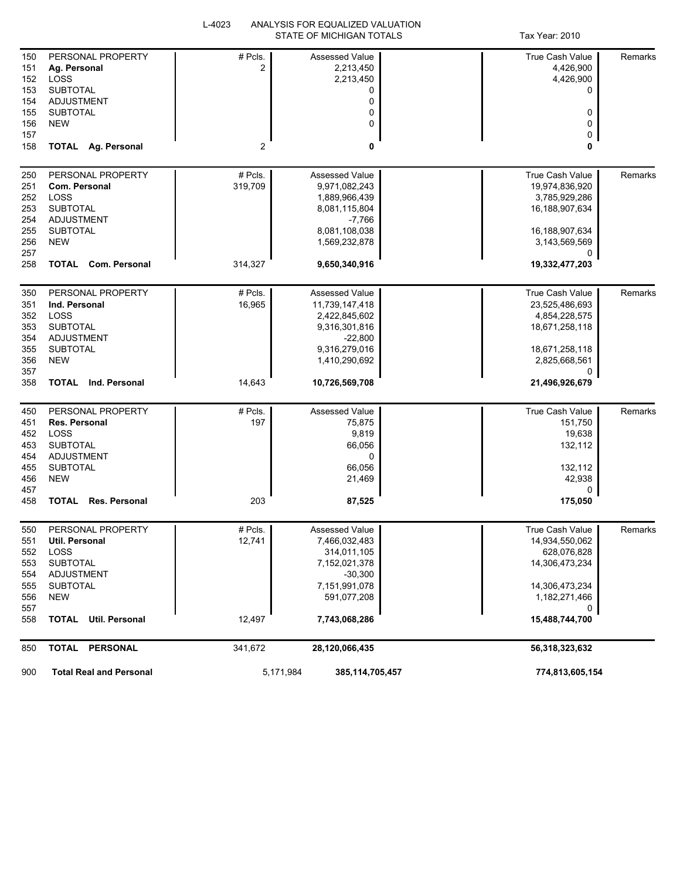L-4023 ANALYSIS FOR EQUALIZED VALUATION
STATE OF MICHIGAN TOTALS

Tax Year: 2010

| Line | PERSONAL PROPERTY | # Pcls. | Assessed Value | | True Cash Value | Remarks |
|---|---|---|---|---|---|---|
| 150 | PERSONAL PROPERTY | # Pcls. | Assessed Value | | True Cash Value | Remarks |
| 151 | **Ag. Personal** | 2 | 2,213,450 | | 4,426,900 | |
| 152 | LOSS | | 2,213,450 | | 4,426,900 | |
| 153 | SUBTOTAL | | 0 | | 0 | |
| 154 | ADJUSTMENT | | 0 | | | |
| 155 | SUBTOTAL | | 0 | | 0 | |
| 156 | NEW | | 0 | | 0 | |
| 157 | | | | | 0 | |
| 158 | **TOTAL Ag. Personal** | 2 | **0** | | **0** | |
| 250 | PERSONAL PROPERTY | # Pcls. | Assessed Value | | True Cash Value | Remarks |
| 251 | **Com. Personal** | 319,709 | 9,971,082,243 | | 19,974,836,920 | |
| 252 | LOSS | | 1,889,966,439 | | 3,785,929,286 | |
| 253 | SUBTOTAL | | 8,081,115,804 | | 16,188,907,634 | |
| 254 | ADJUSTMENT | | -7,766 | | | |
| 255 | SUBTOTAL | | 8,081,108,038 | | 16,188,907,634 | |
| 256 | NEW | | 1,569,232,878 | | 3,143,569,569 | |
| 257 | | | | | 0 | |
| 258 | **TOTAL Com. Personal** | 314,327 | **9,650,340,916** | | **19,332,477,203** | |
| 350 | PERSONAL PROPERTY | # Pcls. | Assessed Value | | True Cash Value | Remarks |
| 351 | **Ind. Personal** | 16,965 | 11,739,147,418 | | 23,525,486,693 | |
| 352 | LOSS | | 2,422,845,602 | | 4,854,228,575 | |
| 353 | SUBTOTAL | | 9,316,301,816 | | 18,671,258,118 | |
| 354 | ADJUSTMENT | | -22,800 | | | |
| 355 | SUBTOTAL | | 9,316,279,016 | | 18,671,258,118 | |
| 356 | NEW | | 1,410,290,692 | | 2,825,668,561 | |
| 357 | | | | | 0 | |
| 358 | **TOTAL Ind. Personal** | 14,643 | **10,726,569,708** | | **21,496,926,679** | |
| 450 | PERSONAL PROPERTY | # Pcls. | Assessed Value | | True Cash Value | Remarks |
| 451 | **Res. Personal** | 197 | 75,875 | | 151,750 | |
| 452 | LOSS | | 9,819 | | 19,638 | |
| 453 | SUBTOTAL | | 66,056 | | 132,112 | |
| 454 | ADJUSTMENT | | 0 | | | |
| 455 | SUBTOTAL | | 66,056 | | 132,112 | |
| 456 | NEW | | 21,469 | | 42,938 | |
| 457 | | | | | 0 | |
| 458 | **TOTAL Res. Personal** | 203 | **87,525** | | **175,050** | |
| 550 | PERSONAL PROPERTY | # Pcls. | Assessed Value | | True Cash Value | Remarks |
| 551 | **Util. Personal** | 12,741 | 7,466,032,483 | | 14,934,550,062 | |
| 552 | LOSS | | 314,011,105 | | 628,076,828 | |
| 553 | SUBTOTAL | | 7,152,021,378 | | 14,306,473,234 | |
| 554 | ADJUSTMENT | | -30,300 | | | |
| 555 | SUBTOTAL | | 7,151,991,078 | | 14,306,473,234 | |
| 556 | NEW | | 591,077,208 | | 1,182,271,466 | |
| 557 | | | | | 0 | |
| 558 | **TOTAL Util. Personal** | 12,497 | **7,743,068,286** | | **15,488,744,700** | |
| 850 | **TOTAL PERSONAL** | 341,672 | **28,120,066,435** | | **56,318,323,632** | |
| 900 | **Total Real and Personal** | 5,171,984 | **385,114,705,457** | | **774,813,605,154** | |